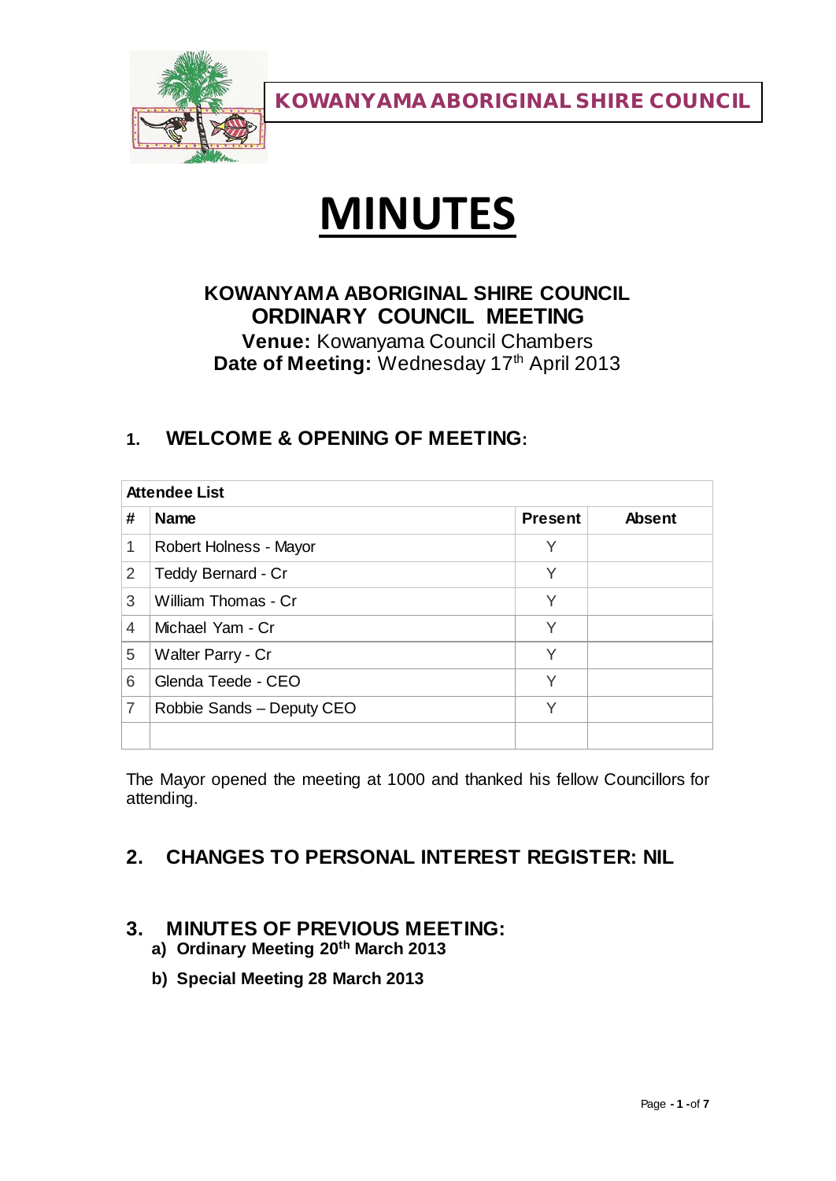**KOWANYAMA ABORIGINAL SHIRE COUNCIL**

# MINUTES

**KOWANYAMA ABORIGINAL SHIRE COUNCIL**
**ORDINARY COUNCIL MEETING**
**Venue:** Kowanyama Council Chambers
**Date of Meeting:** Wednesday 17th April 2013

## 1. WELCOME & OPENING OF MEETING:

| Attendee List | | | |
|---|---|---|---|
| **#** | **Name** | **Present** | **Absent** |
| 1 | Robert Holness - Mayor | Y | |
| 2 | Teddy Bernard - Cr | Y | |
| 3 | William Thomas - Cr | Y | |
| 4 | Michael Yam - Cr | Y | |
| 5 | Walter Parry - Cr | Y | |
| 6 | Glenda Teede - CEO | Y | |
| 7 | Robbie Sands – Deputy CEO | Y | |
| | | | |

The Mayor opened the meeting at 1000 and thanked his fellow Councillors for attending.

## 2. CHANGES TO PERSONAL INTEREST REGISTER: NIL

## 3. MINUTES OF PREVIOUS MEETING:

**a) Ordinary Meeting 20th March 2013**

**b) Special Meeting 28 March 2013**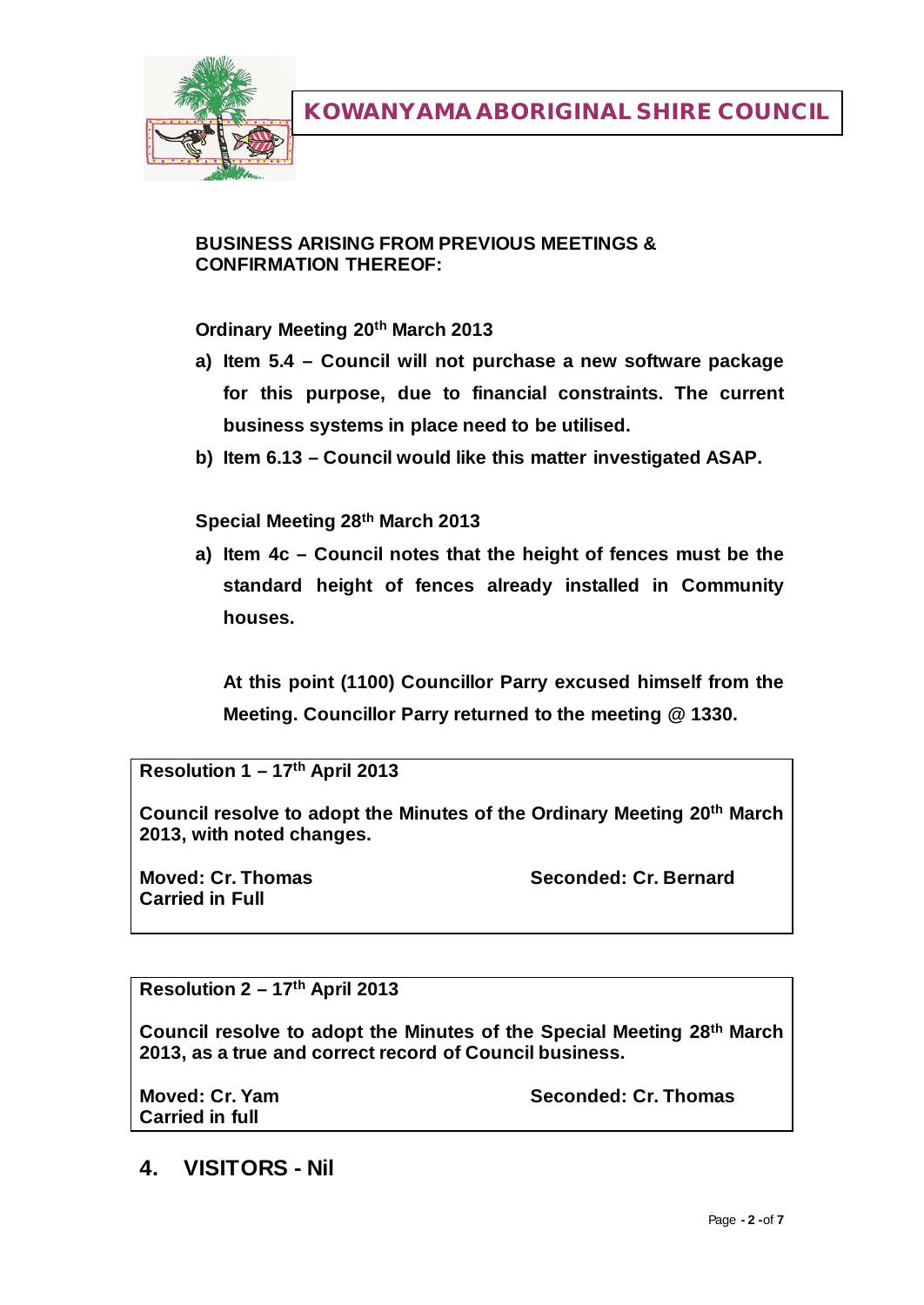**BUSINESS ARISING FROM PREVIOUS MEETINGS & CONFIRMATION THEREOF:**

**Ordinary Meeting 20th March 2013**

a) **Item 5.4 – Council will not purchase a new software package for this purpose, due to financial constraints. The current business systems in place need to be utilised.**
b) **Item 6.13 – Council would like this matter investigated ASAP.**

**Special Meeting 28th March 2013**

a) **Item 4c – Council notes that the height of fences must be the standard height of fences already installed in Community houses.**

**At this point (1100) Councillor Parry excused himself from the Meeting. Councillor Parry returned to the meeting @ 1330.**

**Resolution 1 – 17th April 2013**

**Council resolve to adopt the Minutes of the Ordinary Meeting 20th March 2013, with noted changes.**

**Moved: Cr. Thomas** **Seconded: Cr. Bernard**
**Carried in Full**

**Resolution 2 – 17th April 2013**

**Council resolve to adopt the Minutes of the Special Meeting 28th March 2013, as a true and correct record of Council business.**

**Moved: Cr. Yam** **Seconded: Cr. Thomas**
**Carried in full**

## 4. VISITORS - Nil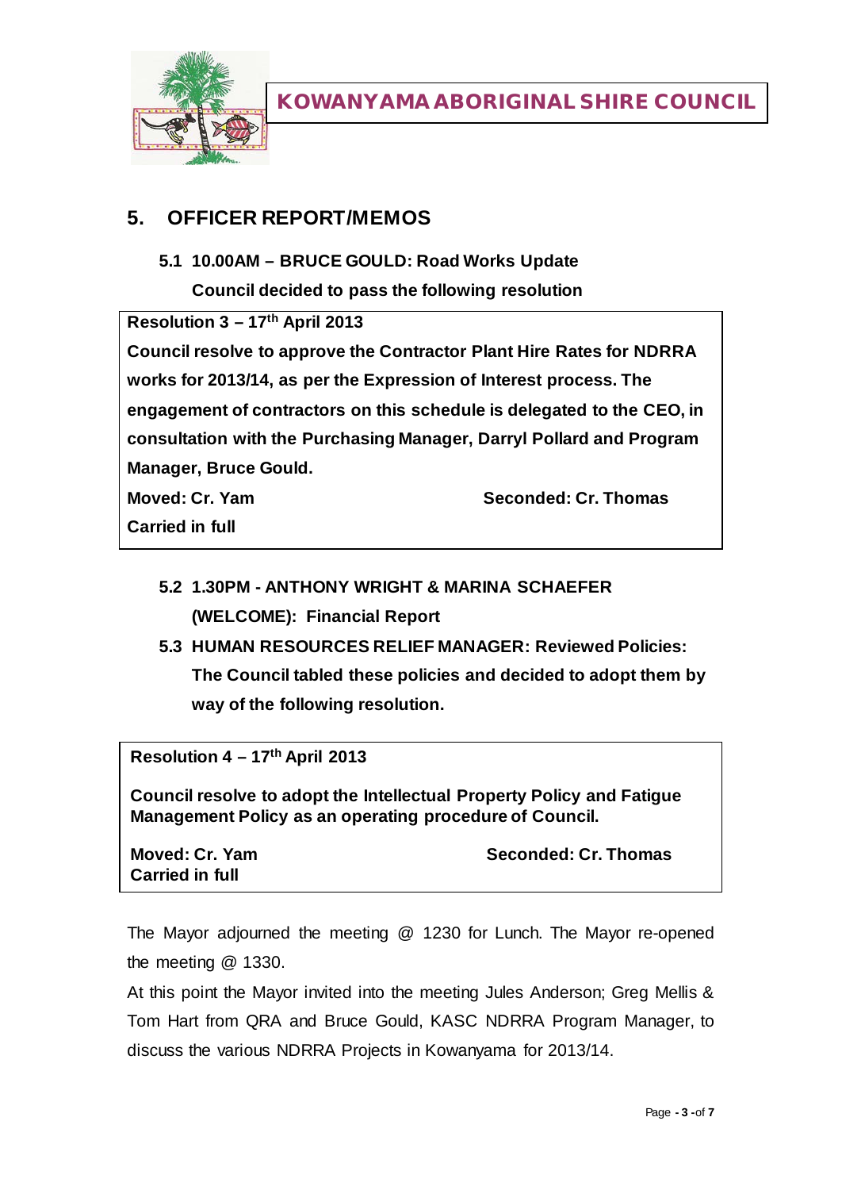**KOWANYAMA ABORIGINAL SHIRE COUNCIL**

## 5. OFFICER REPORT/MEMOS

### 5.1 10.00AM – BRUCE GOULD: Road Works Update

**Council decided to pass the following resolution**

> **Resolution 3 – 17th April 2013**
>
> **Council resolve to approve the Contractor Plant Hire Rates for NDRRA works for 2013/14, as per the Expression of Interest process. The engagement of contractors on this schedule is delegated to the CEO, in consultation with the Purchasing Manager, Darryl Pollard and Program Manager, Bruce Gould.**
>
> **Moved: Cr. Yam** **Seconded: Cr. Thomas**
>
> **Carried in full**

### 5.2 1.30PM - ANTHONY WRIGHT & MARINA SCHAEFER (WELCOME): Financial Report

### 5.3 HUMAN RESOURCES RELIEF MANAGER: Reviewed Policies:

**The Council tabled these policies and decided to adopt them by way of the following resolution.**

> **Resolution 4 – 17th April 2013**
>
> **Council resolve to adopt the Intellectual Property Policy and Fatigue Management Policy as an operating procedure of Council.**
>
> **Moved: Cr. Yam** **Seconded: Cr. Thomas**
>
> **Carried in full**

The Mayor adjourned the meeting @ 1230 for Lunch. The Mayor re-opened the meeting @ 1330.

At this point the Mayor invited into the meeting Jules Anderson; Greg Mellis & Tom Hart from QRA and Bruce Gould, KASC NDRRA Program Manager, to discuss the various NDRRA Projects in Kowanyama for 2013/14.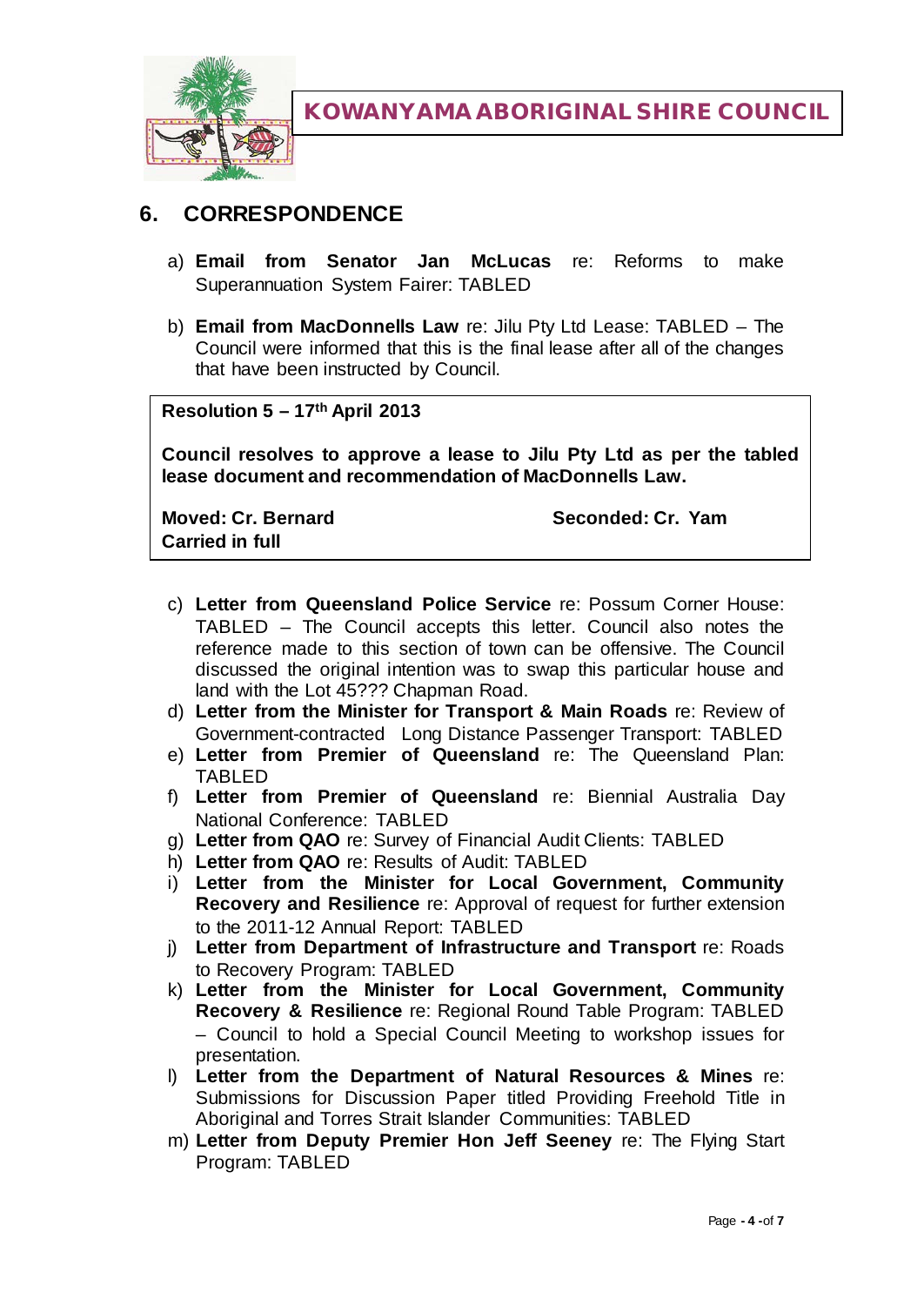KOWANYAMA ABORIGINAL SHIRE COUNCIL

## 6. CORRESPONDENCE

a) **Email from Senator Jan McLucas** re: Reforms to make Superannuation System Fairer: TABLED

b) **Email from MacDonnells Law** re: Jilu Pty Ltd Lease: TABLED – The Council were informed that this is the final lease after all of the changes that have been instructed by Council.

> **Resolution 5 – 17th April 2013**
>
> **Council resolves to approve a lease to Jilu Pty Ltd as per the tabled lease document and recommendation of MacDonnells Law.**
>
> **Moved: Cr. Bernard** **Seconded: Cr. Yam**
> **Carried in full**

c) **Letter from Queensland Police Service** re: Possum Corner House: TABLED – The Council accepts this letter. Council also notes the reference made to this section of town can be offensive. The Council discussed the original intention was to swap this particular house and land with the Lot 45??? Chapman Road.

d) **Letter from the Minister for Transport & Main Roads** re: Review of Government-contracted Long Distance Passenger Transport: TABLED

e) **Letter from Premier of Queensland** re: The Queensland Plan: TABLED

f) **Letter from Premier of Queensland** re: Biennial Australia Day National Conference: TABLED

g) **Letter from QAO** re: Survey of Financial Audit Clients: TABLED

h) **Letter from QAO** re: Results of Audit: TABLED

i) **Letter from the Minister for Local Government, Community Recovery and Resilience** re: Approval of request for further extension to the 2011-12 Annual Report: TABLED

j) **Letter from Department of Infrastructure and Transport** re: Roads to Recovery Program: TABLED

k) **Letter from the Minister for Local Government, Community Recovery & Resilience** re: Regional Round Table Program: TABLED – Council to hold a Special Council Meeting to workshop issues for presentation.

l) **Letter from the Department of Natural Resources & Mines** re: Submissions for Discussion Paper titled Providing Freehold Title in Aboriginal and Torres Strait Islander Communities: TABLED

m) **Letter from Deputy Premier Hon Jeff Seeney** re: The Flying Start Program: TABLED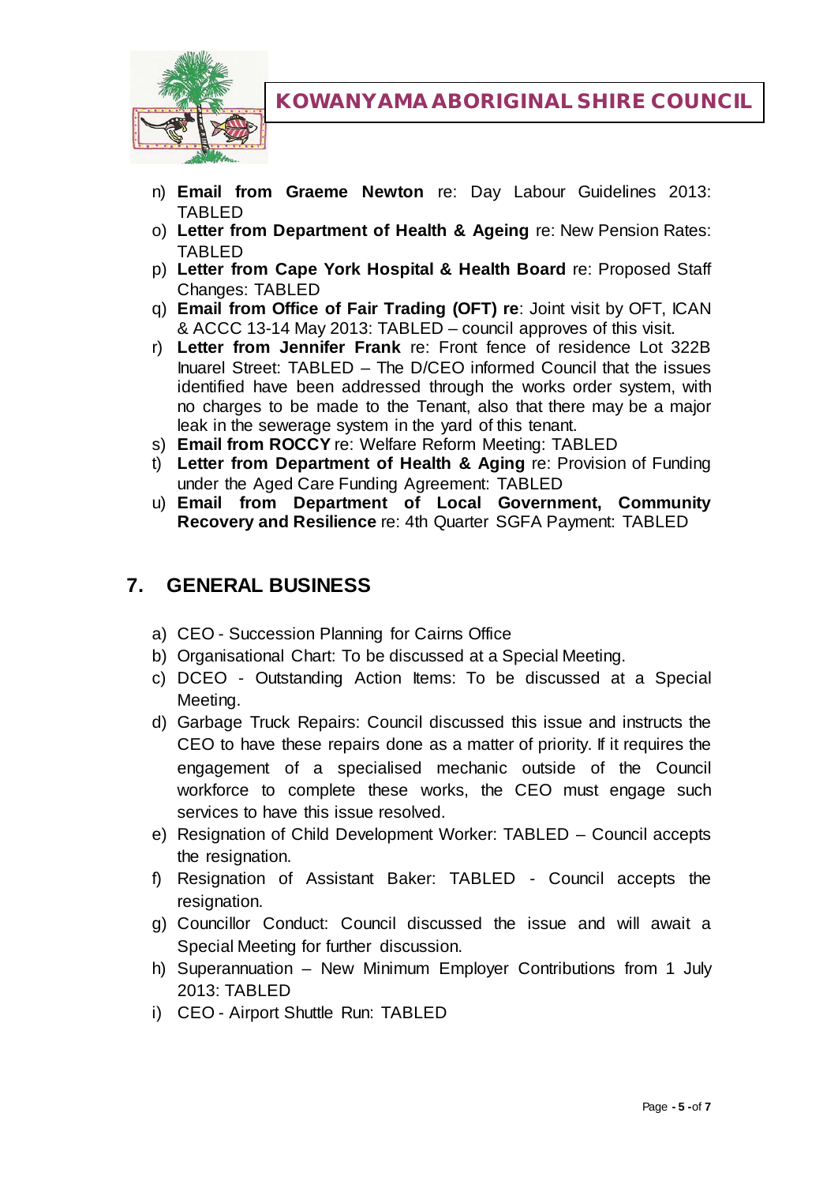n) **Email from Graeme Newton** re: Day Labour Guidelines 2013: TABLED
o) **Letter from Department of Health & Ageing** re: New Pension Rates: TABLED
p) **Letter from Cape York Hospital & Health Board** re: Proposed Staff Changes: TABLED
q) **Email from Office of Fair Trading (OFT) re**: Joint visit by OFT, ICAN & ACCC 13-14 May 2013: TABLED – council approves of this visit.
r) **Letter from Jennifer Frank** re: Front fence of residence Lot 322B Inuarel Street: TABLED – The D/CEO informed Council that the issues identified have been addressed through the works order system, with no charges to be made to the Tenant, also that there may be a major leak in the sewerage system in the yard of this tenant.
s) **Email from ROCCY** re: Welfare Reform Meeting: TABLED
t) **Letter from Department of Health & Aging** re: Provision of Funding under the Aged Care Funding Agreement: TABLED
u) **Email from Department of Local Government, Community Recovery and Resilience** re: 4th Quarter SGFA Payment: TABLED

## 7. GENERAL BUSINESS

a) CEO - Succession Planning for Cairns Office
b) Organisational Chart: To be discussed at a Special Meeting.
c) DCEO - Outstanding Action Items: To be discussed at a Special Meeting.
d) Garbage Truck Repairs: Council discussed this issue and instructs the CEO to have these repairs done as a matter of priority. If it requires the engagement of a specialised mechanic outside of the Council workforce to complete these works, the CEO must engage such services to have this issue resolved.
e) Resignation of Child Development Worker: TABLED – Council accepts the resignation.
f) Resignation of Assistant Baker: TABLED - Council accepts the resignation.
g) Councillor Conduct: Council discussed the issue and will await a Special Meeting for further discussion.
h) Superannuation – New Minimum Employer Contributions from 1 July 2013: TABLED
i) CEO - Airport Shuttle Run: TABLED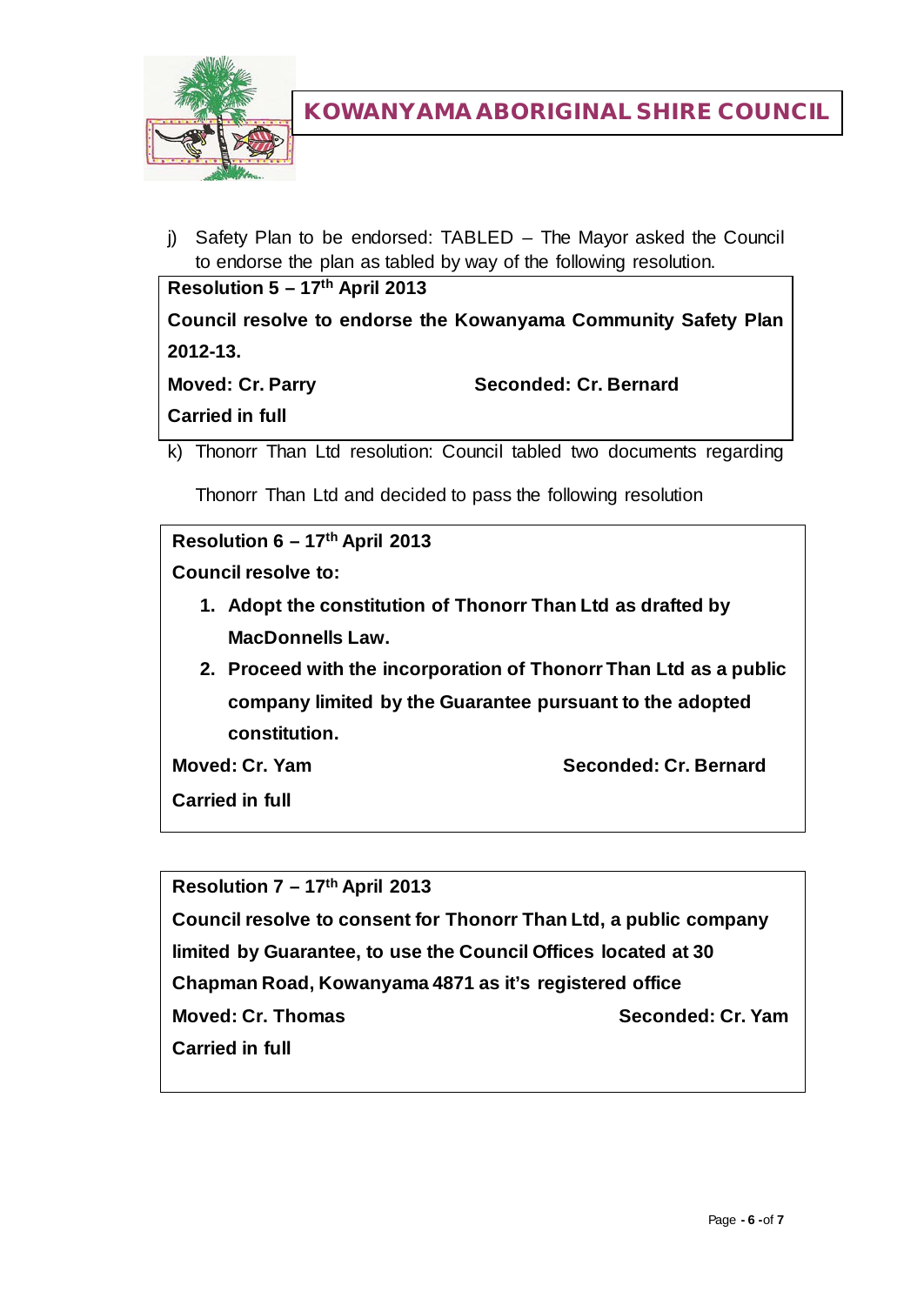j) Safety Plan to be endorsed: TABLED – The Mayor asked the Council to endorse the plan as tabled by way of the following resolution.

**Resolution 5 – 17th April 2013**

**Council resolve to endorse the Kowanyama Community Safety Plan 2012-13.**

**Moved: Cr. Parry** **Seconded: Cr. Bernard**

**Carried in full**

k) Thonorr Than Ltd resolution: Council tabled two documents regarding Thonorr Than Ltd and decided to pass the following resolution

**Resolution 6 – 17th April 2013**

**Council resolve to:**

1. **Adopt the constitution of Thonorr Than Ltd as drafted by MacDonnells Law.**
2. **Proceed with the incorporation of Thonorr Than Ltd as a public company limited by the Guarantee pursuant to the adopted constitution.**

**Moved: Cr. Yam** **Seconded: Cr. Bernard**

**Carried in full**

**Resolution 7 – 17th April 2013**

**Council resolve to consent for Thonorr Than Ltd, a public company limited by Guarantee, to use the Council Offices located at 30 Chapman Road, Kowanyama 4871 as it's registered office**

**Moved: Cr. Thomas** **Seconded: Cr. Yam**

**Carried in full**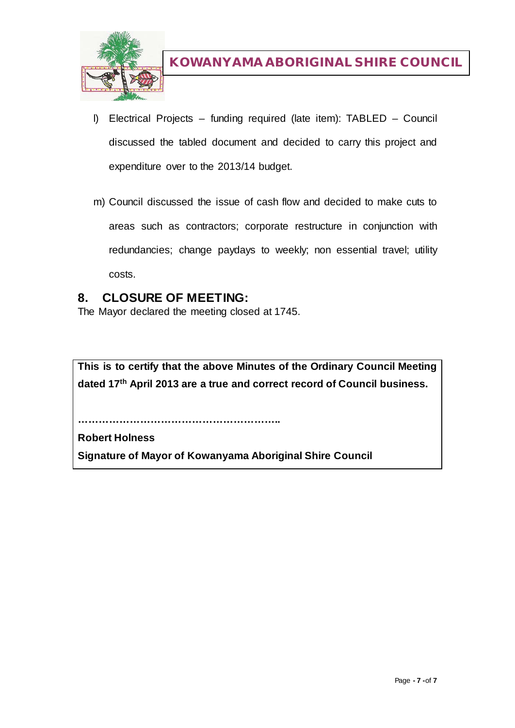l) Electrical Projects – funding required (late item): TABLED – Council discussed the tabled document and decided to carry this project and expenditure over to the 2013/14 budget.

m) Council discussed the issue of cash flow and decided to make cuts to areas such as contractors; corporate restructure in conjunction with redundancies; change paydays to weekly; non essential travel; utility costs.

## 8. CLOSURE OF MEETING:

The Mayor declared the meeting closed at 1745.

**This is to certify that the above Minutes of the Ordinary Council Meeting dated 17th April 2013 are a true and correct record of Council business.**

**…………………………………………………..**

**Robert Holness**

**Signature of Mayor of Kowanyama Aboriginal Shire Council**